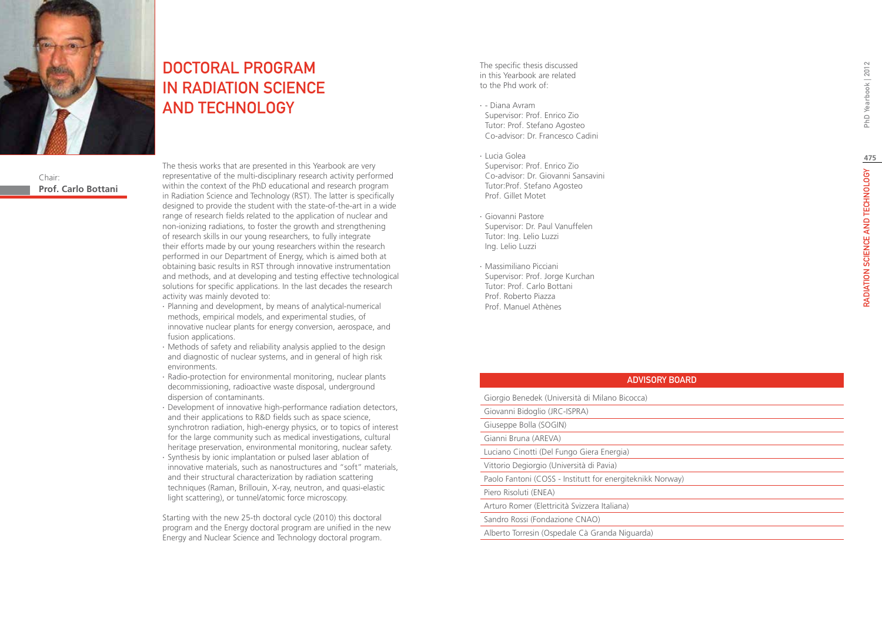# DOCTORAL PROGRAM IN RADIATION SCIENCE AND TECHNOLOGY

Chair:
**Prof. Carlo Bottani**

The thesis works that are presented in this Yearbook are very representative of the multi-disciplinary research activity performed within the context of the PhD educational and research program in Radiation Science and Technology (RST). The latter is specifically designed to provide the student with the state-of-the-art in a wide range of research fields related to the application of nuclear and non-ionizing radiations, to foster the growth and strengthening of research skills in our young researchers, to fully integrate their efforts made by our young researchers within the research performed in our Department of Energy, which is aimed both at obtaining basic results in RST through innovative instrumentation and methods, and at developing and testing effective technological solutions for specific applications. In the last decades the research activity was mainly devoted to:

- Planning and development, by means of analytical-numerical methods, empirical models, and experimental studies, of innovative nuclear plants for energy conversion, aerospace, and fusion applications.
- Methods of safety and reliability analysis applied to the design and diagnostic of nuclear systems, and in general of high risk environments.
- Radio-protection for environmental monitoring, nuclear plants decommissioning, radioactive waste disposal, underground dispersion of contaminants.
- Development of innovative high-performance radiation detectors, and their applications to R&D fields such as space science, synchrotron radiation, high-energy physics, or to topics of interest for the large community such as medical investigations, cultural heritage preservation, environmental monitoring, nuclear safety.
- Synthesis by ionic implantation or pulsed laser ablation of innovative materials, such as nanostructures and "soft" materials, and their structural characterization by radiation scattering techniques (Raman, Brillouin, X-ray, neutron, and quasi-elastic light scattering), or tunnel/atomic force microscopy.

Starting with the new 25-th doctoral cycle (2010) this doctoral program and the Energy doctoral program are unified in the new Energy and Nuclear Science and Technology doctoral program.

The specific thesis discussed in this Yearbook are related to the Phd work of:

- - Diana Avram
  Supervisor: Prof. Enrico Zio
  Tutor: Prof. Stefano Agosteo
  Co-advisor: Dr. Francesco Cadini
- Lucia Golea
  Supervisor: Prof. Enrico Zio
  Co-advisor: Dr. Giovanni Sansavini
  Tutor:Prof. Stefano Agosteo
  Prof. Gillet Motet
- Giovanni Pastore
  Supervisor: Dr. Paul Vanuffelen
  Tutor: Ing. Lelio Luzzi
  Ing. Lelio Luzzi
- Massimiliano Picciani
  Supervisor: Prof. Jorge Kurchan
  Tutor: Prof. Carlo Bottani
  Prof. Roberto Piazza
  Prof. Manuel Athènes

| ADVISORY BOARD |
|---|
| Giorgio Benedek (Università di Milano Bicocca) |
| Giovanni Bidoglio (JRC-ISPRA) |
| Giuseppe Bolla (SOGIN) |
| Gianni Bruna (AREVA) |
| Luciano Cinotti (Del Fungo Giera Energia) |
| Vittorio Degiorgio (Università di Pavia) |
| Paolo Fantoni (COSS - Institutt for energiteknikk Norway) |
| Piero Risoluti (ENEA) |
| Arturo Romer (Elettricità Svizzera Italiana) |
| Sandro Rossi (Fondazione CNAO) |
| Alberto Torresin (Ospedale Cà Granda Niguarda) |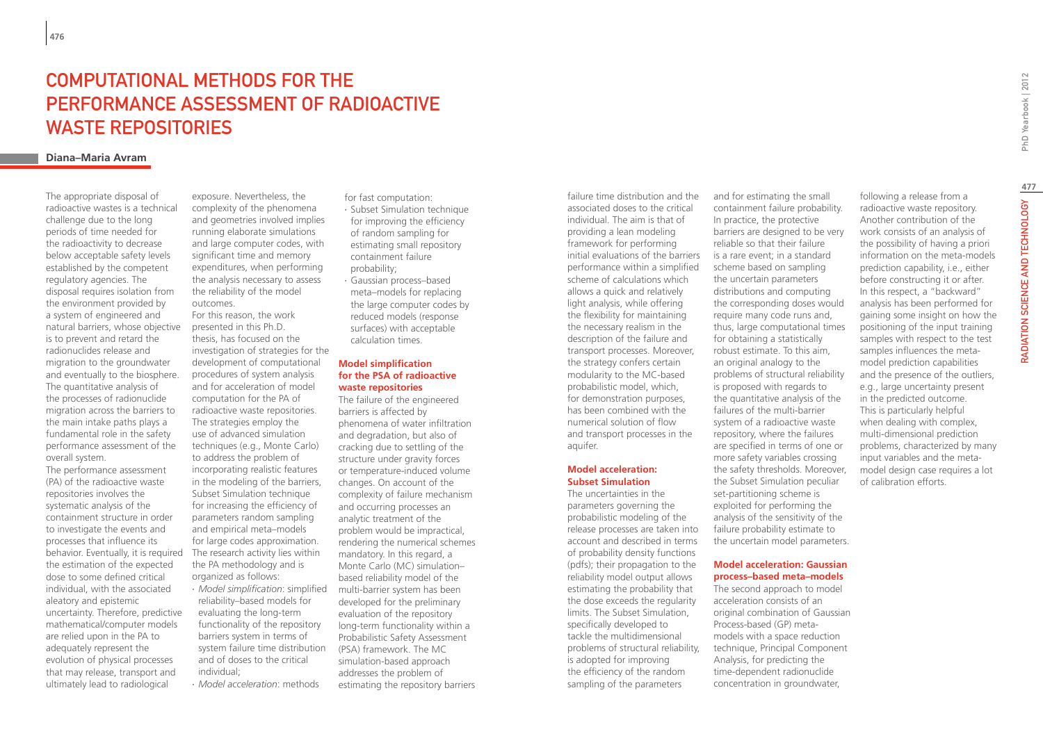# Computational Methods for the Performance Assessment of Radioactive Waste Repositories

**Diana–Maria Avram**

The appropriate disposal of radioactive wastes is a technical challenge due to the long periods of time needed for the radioactivity to decrease below acceptable safety levels established by the competent regulatory agencies. The disposal requires isolation from the environment provided by a system of engineered and natural barriers, whose objective is to prevent and retard the radionuclides release and migration to the groundwater and eventually to the biosphere. The quantitative analysis of the processes of radionuclide migration across the barriers to the main intake paths plays a fundamental role in the safety performance assessment of the overall system.

The performance assessment (PA) of the radioactive waste repositories involves the systematic analysis of the containment structure in order to investigate the events and processes that influence its behavior. Eventually, it is required the estimation of the expected dose to some defined critical individual, with the associated aleatory and epistemic uncertainty. Therefore, predictive mathematical/computer models are relied upon in the PA to adequately represent the evolution of physical processes that may release, transport and ultimately lead to radiological exposure. Nevertheless, the complexity of the phenomena and geometries involved implies running elaborate simulations and large computer codes, with significant time and memory expenditures, when performing the analysis necessary to assess the reliability of the model outcomes.

For this reason, the work presented in this Ph.D. thesis, has focused on the investigation of strategies for the development of computational procedures of system analysis and for acceleration of model computation for the PA of radioactive waste repositories. The strategies employ the use of advanced simulation techniques (e.g., Monte Carlo) to address the problem of incorporating realistic features in the modeling of the barriers, Subset Simulation technique for increasing the efficiency of parameters random sampling and empirical meta–models for large codes approximation. The research activity lies within the PA methodology and is organized as follows:

- *Model simplification*: simplified reliability–based models for evaluating the long-term functionality of the repository barriers system in terms of system failure time distribution and of doses to the critical individual;
- *Model acceleration*: methods for fast computation:
  - Subset Simulation technique for improving the efficiency of random sampling for estimating small repository containment failure probability;
  - Gaussian process–based meta–models for replacing the large computer codes by reduced models (response surfaces) with acceptable calculation times.

### Model simplification for the PSA of radioactive waste repositories

The failure of the engineered barriers is affected by phenomena of water infiltration and degradation, but also of cracking due to settling of the structure under gravity forces or temperature-induced volume changes. On account of the complexity of failure mechanism and occurring processes an analytic treatment of the problem would be impractical, rendering the numerical schemes mandatory. In this regard, a Monte Carlo (MC) simulation–based reliability model of the multi-barrier system has been developed for the preliminary evaluation of the repository long-term functionality within a Probabilistic Safety Assessment (PSA) framework. The MC simulation-based approach addresses the problem of estimating the repository barriers failure time distribution and the associated doses to the critical individual. The aim is that of providing a lean modeling framework for performing initial evaluations of the barriers performance within a simplified scheme of calculations which allows a quick and relatively light analysis, while offering the flexibility for maintaining the necessary realism in the description of the failure and transport processes. Moreover, the strategy confers certain modularity to the MC-based probabilistic model, which, for demonstration purposes, has been combined with the numerical solution of flow and transport processes in the aquifer.

### Model acceleration: Subset Simulation

The uncertainties in the parameters governing the probabilistic modeling of the release processes are taken into account and described in terms of probability density functions (pdfs); their propagation to the reliability model output allows estimating the probability that the dose exceeds the regularity limits. The Subset Simulation, specifically developed to tackle the multidimensional problems of structural reliability, is adopted for improving the efficiency of the random sampling of the parameters and for estimating the small containment failure probability. In practice, the protective barriers are designed to be very reliable so that their failure is a rare event; in a standard scheme based on sampling the uncertain parameters distributions and computing the corresponding doses would require many code runs and, thus, large computational times for obtaining a statistically robust estimate. To this aim, an original analogy to the problems of structural reliability is proposed with regards to the quantitative analysis of the failures of the multi-barrier system of a radioactive waste repository, where the failures are specified in terms of one or more safety variables crossing the safety thresholds. Moreover, the Subset Simulation peculiar set-partitioning scheme is exploited for performing the analysis of the sensitivity of the failure probability estimate to the uncertain model parameters.

### Model acceleration: Gaussian process–based meta–models

The second approach to model acceleration consists of an original combination of Gaussian Process-based (GP) meta-models with a space reduction technique, Principal Component Analysis, for predicting the time-dependent radionuclide concentration in groundwater, following a release from a radioactive waste repository. Another contribution of the work consists of an analysis of the possibility of having a priori information on the meta-models prediction capability, i.e., either before constructing it or after. In this respect, a "backward" analysis has been performed for gaining some insight on how the positioning of the input training samples with respect to the test samples influences the meta-model prediction capabilities and the presence of the outliers, e.g., large uncertainty present in the predicted outcome. This is particularly helpful when dealing with complex, multi-dimensional prediction problems, characterized by many input variables and the meta-model design case requires a lot of calibration efforts.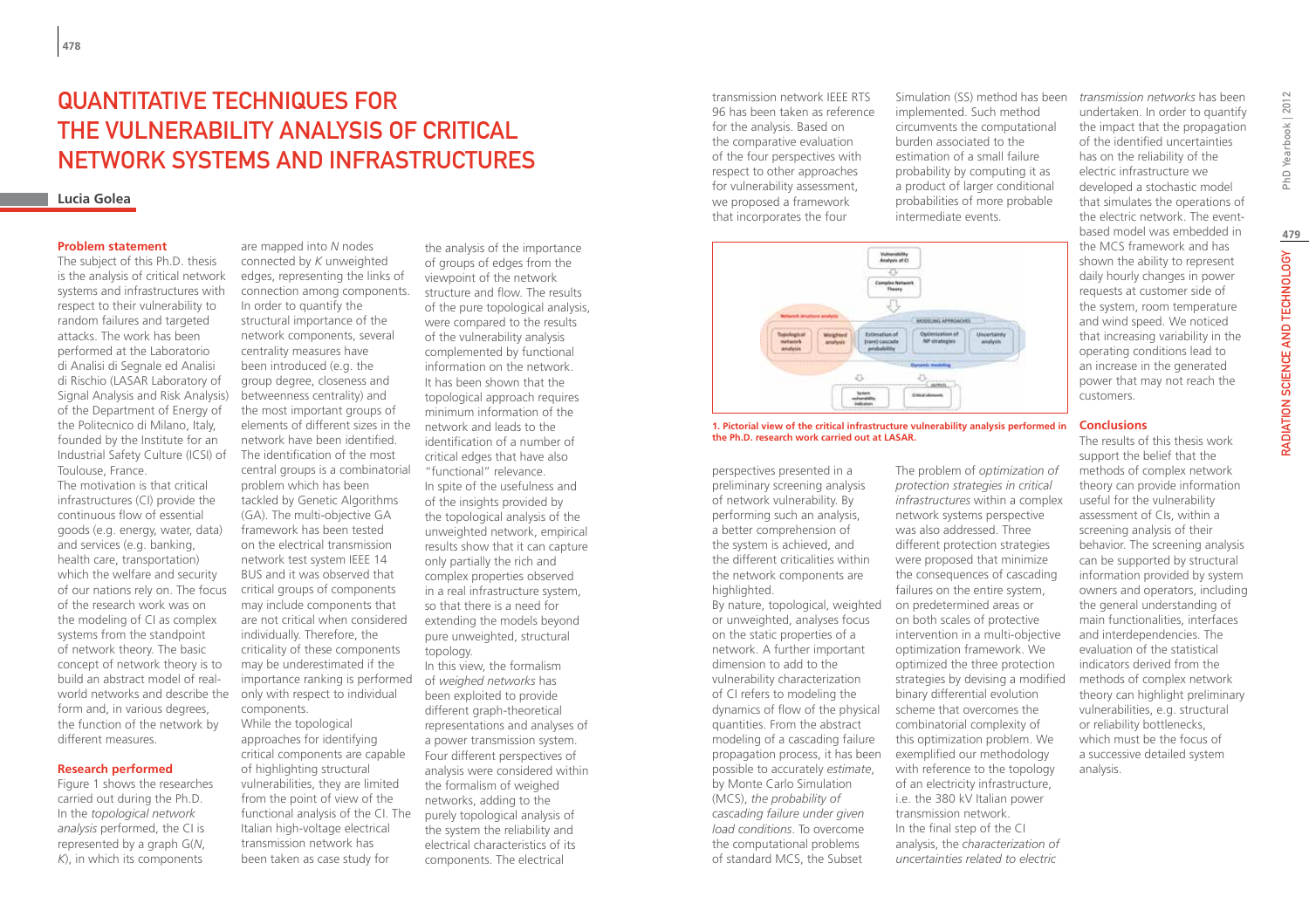# QUANTITATIVE TECHNIQUES FOR THE VULNERABILITY ANALYSIS OF CRITICAL NETWORK SYSTEMS AND INFRASTRUCTURES

**Lucia Golea**

### Problem statement

The subject of this Ph.D. thesis is the analysis of critical network systems and infrastructures with respect to their vulnerability to random failures and targeted attacks. The work has been performed at the Laboratorio di Analisi di Segnale ed Analisi di Rischio (LASAR Laboratory of Signal Analysis and Risk Analysis) of the Department of Energy of the Politecnico di Milano, Italy, founded by the Institute for an Industrial Safety Culture (ICSI) of Toulouse, France.

The motivation is that critical infrastructures (CI) provide the continuous flow of essential goods (e.g. energy, water, data) and services (e.g. banking, health care, transportation) which the welfare and security of our nations rely on. The focus of the research work was on the modeling of CI as complex systems from the standpoint of network theory. The basic concept of network theory is to build an abstract model of real-world networks and describe the form and, in various degrees, the function of the network by different measures.

### Research performed

Figure 1 shows the researches carried out during the Ph.D. In the *topological network analysis* performed, the CI is represented by a graph G(*N*, *K*), in which its components are mapped into *N* nodes connected by *K* unweighted edges, representing the links of connection among components. In order to quantify the structural importance of the network components, several centrality measures have been introduced (e.g. the group degree, closeness and betweenness centrality) and the most important groups of elements of different sizes in the network have been identified. The identification of the most central groups is a combinatorial problem which has been tackled by Genetic Algorithms (GA). The multi-objective GA framework has been tested on the electrical transmission network test system IEEE 14 BUS and it was observed that critical groups of components may include components that are not critical when considered individually. Therefore, the criticality of these components may be underestimated if the importance ranking is performed only with respect to individual components.

While the topological approaches for identifying critical components are capable of highlighting structural vulnerabilities, they are limited from the point of view of the functional analysis of the CI. The Italian high-voltage electrical transmission network has been taken as case study for the analysis of the importance of groups of edges from the viewpoint of the network structure and flow. The results of the pure topological analysis, were compared to the results of the vulnerability analysis complemented by functional information on the network. It has been shown that the topological approach requires minimum information of the network and leads to the identification of a number of critical edges that have also "functional" relevance.

In spite of the usefulness and of the insights provided by the unweighted network, empirical results show that it can capture only partially the rich and complex properties observed in a real infrastructure system, so that there is a need for extending the models beyond pure unweighted, structural topology.

In this view, the formalism of *weighed networks* has been exploited to provide different graph-theoretical representations and analyses of a power transmission system. Four different perspectives of analysis were considered within the formalism of weighed networks, adding to the purely topological analysis of the system the reliability and electrical characteristics of its components. The electrical transmission network IEEE RTS 96 has been taken as reference for the analysis. Based on the comparative evaluation of the four perspectives with respect to other approaches for vulnerability assessment, we proposed a framework that incorporates the four perspectives presented in a preliminary screening analysis of network vulnerability. By performing such an analysis, a better comprehension of the system is achieved, and the different criticalities within the network components are highlighted.

By nature, topological, weighted or unweighted, analyses focus on the static properties of a network. A further important dimension to add to the vulnerability characterization of CI refers to modeling the dynamics of flow of the physical quantities. From the abstract modeling of a cascading failure propagation process, it has been possible to accurately *estimate*, by Monte Carlo Simulation (MCS), *the probability of cascading failure under given load conditions*. To overcome the computational problems of standard MCS, the Subset Simulation (SS) method has been implemented. Such method circumvents the computational burden associated to the estimation of a small failure probability by computing it as a product of larger conditional probabilities of more probable intermediate events.

**1. Pictorial view of the critical infrastructure vulnerability analysis performed in the Ph.D. research work carried out at LASAR.**

The problem of *optimization of protection strategies in critical infrastructures* within a complex network systems perspective was also addressed. Three different protection strategies were proposed that minimize the consequences of cascading failures on the entire system, on predetermined areas or on both scales of protective intervention in a multi-objective optimization framework. We optimized the three protection strategies by devising a modified binary differential evolution scheme that overcomes the combinatorial complexity of this optimization problem. We exemplified our methodology with reference to the topology of an electricity infrastructure, i.e. the 380 kV Italian power transmission network.

In the final step of the CI analysis, the *characterization of uncertainties related to electric transmission networks* has been undertaken. In order to quantify the impact that the propagation of the identified uncertainties has on the reliability of the electric infrastructure we developed a stochastic model that simulates the operations of the electric network. The event-based model was embedded in the MCS framework and has shown the ability to represent daily hourly changes in power requests at customer side of the system, room temperature and wind speed. We noticed that increasing variability in the operating conditions lead to an increase in the generated power that may not reach the customers.

### Conclusions

The results of this thesis work support the belief that the methods of complex network theory can provide information useful for the vulnerability assessment of CIs, within a screening analysis of their behavior. The screening analysis can be supported by structural information provided by system owners and operators, including the general understanding of main functionalities, interfaces and interdependencies. The evaluation of the statistical indicators derived from the methods of complex network theory can highlight preliminary vulnerabilities, e.g. structural or reliability bottlenecks, which must be the focus of a successive detailed system analysis.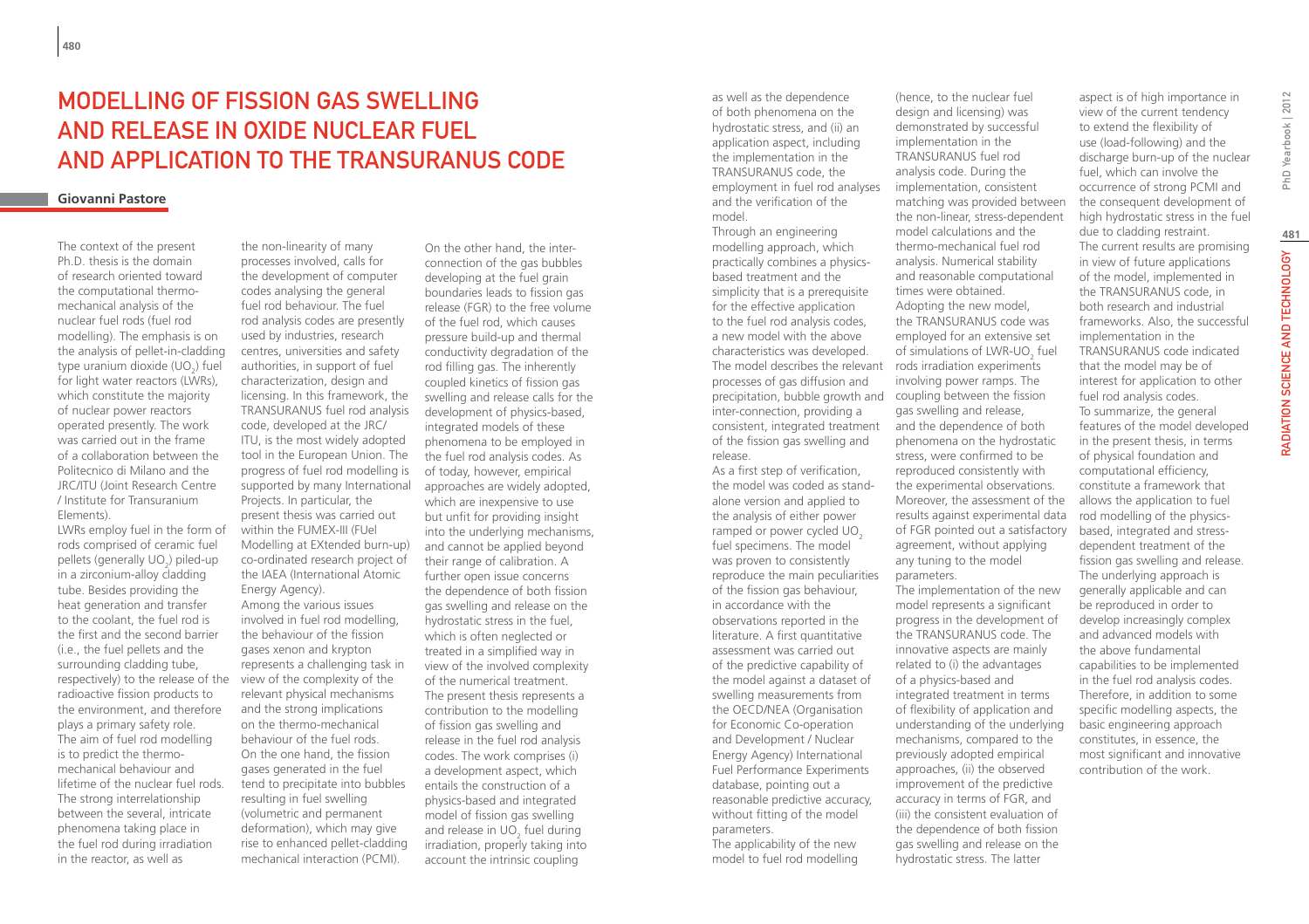# Modelling of Fission Gas Swelling and Release in Oxide Nuclear Fuel and Application to the TRANSURANUS Code

**Giovanni Pastore**

The context of the present Ph.D. thesis is the domain of research oriented toward the computational thermo-mechanical analysis of the nuclear fuel rods (fuel rod modelling). The emphasis is on the analysis of pellet-in-cladding type uranium dioxide ($UO_2$) fuel for light water reactors (LWRs), which constitute the majority of nuclear power reactors operated presently. The work was carried out in the frame of a collaboration between the Politecnico di Milano and the JRC/ITU (Joint Research Centre / Institute for Transuranium Elements).

LWRs employ fuel in the form of rods comprised of ceramic fuel pellets (generally $UO_2$) piled-up in a zirconium-alloy cladding tube. Besides providing the heat generation and transfer to the coolant, the fuel rod is the first and the second barrier (i.e., the fuel pellets and the surrounding cladding tube, respectively) to the release of the radioactive fission products to the environment, and therefore plays a primary safety role. The aim of fuel rod modelling is to predict the thermo-mechanical behaviour and lifetime of the nuclear fuel rods. The strong interrelationship between the several, intricate phenomena taking place in the fuel rod during irradiation in the reactor, as well as the non-linearity of many processes involved, calls for the development of computer codes analysing the general fuel rod behaviour. The fuel rod analysis codes are presently used by industries, research centres, universities and safety authorities, in support of fuel characterization, design and licensing. In this framework, the TRANSURANUS fuel rod analysis code, developed at the JRC/ITU, is the most widely adopted tool in the European Union. The progress of fuel rod modelling is supported by many International Projects. In particular, the present thesis was carried out within the FUMEX-III (FUel Modelling at EXtended burn-up) co-ordinated research project of the IAEA (International Atomic Energy Agency).

Among the various issues involved in fuel rod modelling, the behaviour of the fission gases xenon and krypton represents a challenging task in view of the complexity of the relevant physical mechanisms and the strong implications on the thermo-mechanical behaviour of the fuel rods. On the one hand, the fission gases generated in the fuel tend to precipitate into bubbles resulting in fuel swelling (volumetric and permanent deformation), which may give rise to enhanced pellet-cladding mechanical interaction (PCMI). On the other hand, the inter-connection of the gas bubbles developing at the fuel grain boundaries leads to fission gas release (FGR) to the free volume of the fuel rod, which causes pressure build-up and thermal conductivity degradation of the rod filling gas. The inherently coupled kinetics of fission gas swelling and release calls for the development of physics-based, integrated models of these phenomena to be employed in the fuel analysis codes. As of today, however, empirical approaches are widely adopted, which are inexpensive to use but unfit for providing insight into the underlying mechanisms, and cannot be applied beyond their range of calibration. A further open issue concerns the dependence of both fission gas swelling and release on the hydrostatic stress in the fuel, which is often neglected or treated in a simplified way in view of the involved complexity of the numerical treatment.

The present thesis represents a contribution to the modelling of fission gas swelling and release in the fuel rod analysis codes. The work comprises (i) a development aspect, which entails the construction of a physics-based and integrated model of fission gas swelling and release in $UO_2$ fuel during irradiation, properly taking into account the intrinsic coupling as well as the dependence of both phenomena on the hydrostatic stress, and (ii) an application aspect, including the implementation in the TRANSURANUS code, the employment in fuel rod analyses and the verification of the model.

Through an engineering modelling approach, which practically combines a physics-based treatment and the simplicity that is a prerequisite for the effective application to the fuel rod analysis codes, a new model with the above characteristics was developed. The model describes the relevant processes of gas diffusion and precipitation, bubble growth and inter-connection, providing a consistent, integrated treatment of the fission gas swelling and release.

As a first step of verification, the model was coded as stand-alone version and applied to the analysis of either power ramped or power cycled $UO_2$ fuel specimens. The model was proven to consistently reproduce the main peculiarities of the fission gas behaviour, in accordance with the observations reported in the literature. A first quantitative assessment was carried out of the predictive capability of the model against a dataset of swelling measurements from the OECD/NEA (Organisation for Economic Co-operation and Development / Nuclear Energy Agency) International Fuel Performance Experiments database, pointing out a reasonable predictive accuracy, without fitting of the model parameters.

The applicability of the new model to fuel rod modelling (hence, to the nuclear fuel design and licensing) was demonstrated by successful implementation in the TRANSURANUS fuel rod analysis code. During the implementation, consistent matching was provided between the non-linear, stress-dependent model calculations and the thermo-mechanical fuel rod analysis. Numerical stability and reasonable computational times were obtained.

Adopting the new model, the TRANSURANUS code was employed for an extensive set of simulations of LWR-$UO_2$ fuel rods irradiation experiments involving power ramps. The coupling between the fission gas swelling and release, and the dependence of both phenomena on the hydrostatic stress, were confirmed to be reproduced consistently with the experimental observations. Moreover, the assessment of the results against experimental data of FGR pointed out a satisfactory agreement, without applying any tuning to the model parameters.

The implementation of the new model represents a significant progress in the development of the TRANSURANUS code. The innovative aspects are mainly related to (i) the advantages of a physics-based and integrated treatment in terms of flexibility of application and understanding of the underlying mechanisms, compared to the previously adopted empirical approaches, (ii) the observed improvement of the predictive accuracy in terms of FGR, and (iii) the consistent evaluation of the dependence of both fission gas swelling and release on the hydrostatic stress. The latter aspect is of high importance in view of the current tendency to extend the flexibility of use (load-following) and the discharge burn-up of the nuclear fuel, which can involve the occurrence of strong PCMI and the consequent development of high hydrostatic stress in the fuel due to cladding restraint.

The current results are promising in view of future applications of the model, implemented in the TRANSURANUS code, in both research and industrial frameworks. Also, the successful implementation in the TRANSURANUS code indicated that the model may be of interest for application to other fuel rod analysis codes.

To summarize, the general features of the model developed in the present thesis, in terms of physical foundation and computational efficiency, constitute a framework that allows the application to fuel rod modelling of the physics-based, integrated and stress-dependent treatment of the fission gas swelling and release. The underlying approach is generally applicable and can be reproduced in order to develop increasingly complex and advanced models with the above fundamental capabilities to be implemented in the fuel rod analysis codes. Therefore, in addition to some specific modelling aspects, the basic engineering approach constitutes, in essence, the most significant and innovative contribution of the work.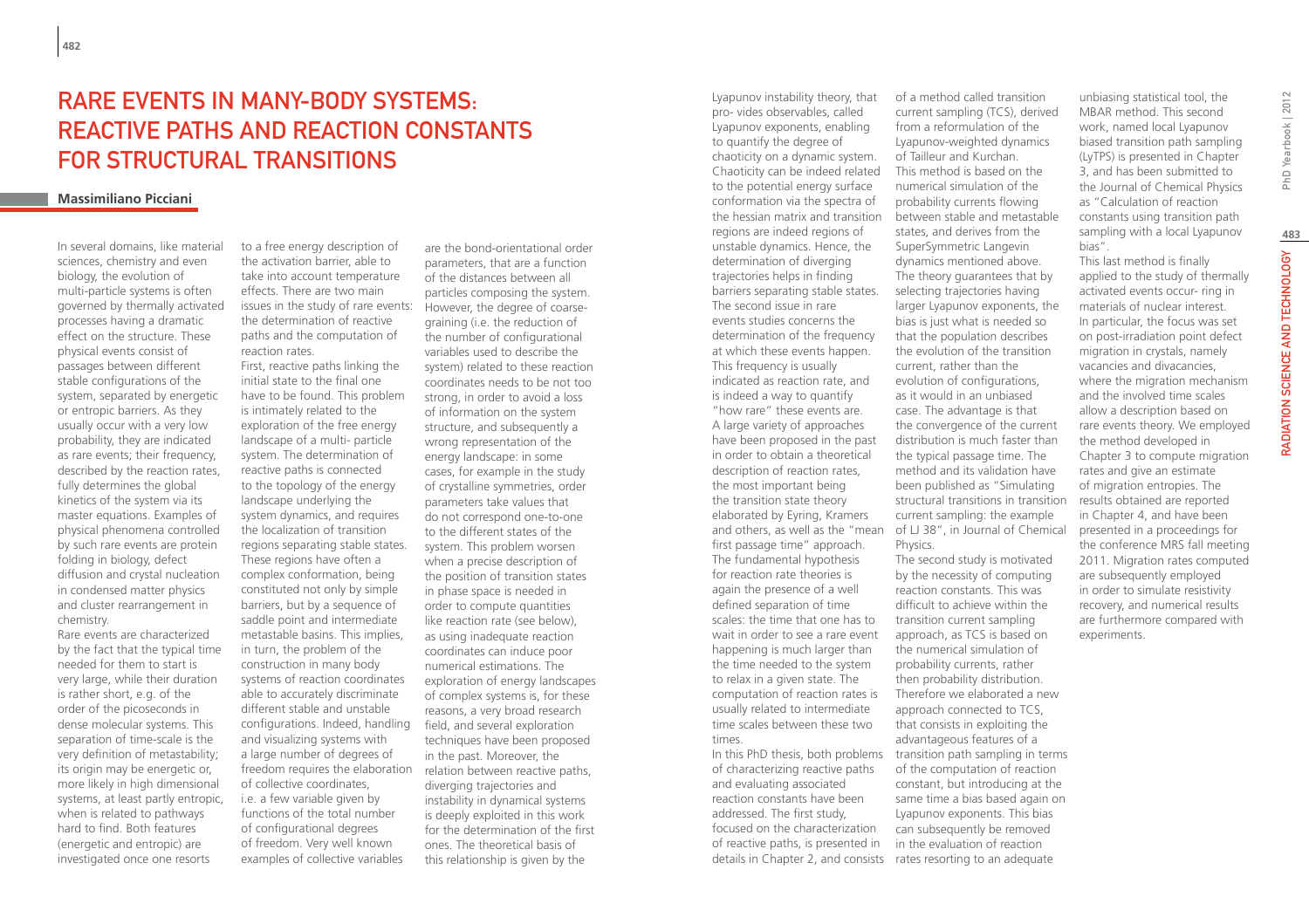# Rare Events in Many-Body Systems: Reactive Paths and Reaction Constants for Structural Transitions

**Massimiliano Picciani**

In several domains, like material sciences, chemistry and even biology, the evolution of multi-particle systems is often governed by thermally activated processes having a dramatic effect on the structure. These physical events consist of passages between different stable configurations of the system, separated by energetic or entropic barriers. As they usually occur with a very low probability, they are indicated as rare events; their frequency, described by the reaction rates, fully determines the global kinetics of the system via its master equations. Examples of physical phenomena controlled by such rare events are protein folding in biology, defect diffusion and crystal nucleation in condensed matter physics and cluster rearrangement in chemistry.

Rare events are characterized by the fact that the typical time needed for them to start is very large, while their duration is rather short, e.g. of the order of the picoseconds in dense molecular systems. This separation of time-scale is the very definition of metastability; its origin may be energetic or, more likely in high dimensional systems, at least partly entropic, when is related to pathways hard to find. Both features (energetic and entropic) are investigated once one resorts to a free energy description of the activation barrier, able to take into account temperature effects. There are two main issues in the study of rare events: the determination of reactive paths and the computation of reaction rates.

First, reactive paths linking the initial state to the final one have to be found. This problem is intimately related to the exploration of the free energy landscape of a multi- particle system. The determination of reactive paths is connected to the topology of the energy landscape underlying the system dynamics, and requires the localization of transition regions separating stable states. These regions have often a complex conformation, being constituted not only by simple barriers, but by a sequence of saddle point and intermediate metastable basins. This implies, in turn, the problem of the construction in many body systems of reaction coordinates able to accurately discriminate different stable and unstable configurations. Indeed, handling and visualizing systems with a large number of degrees of freedom requires the elaboration of collective coordinates, i.e. a few variable given by functions of the total number of configurational degrees of freedom. Very well known examples of collective variables are the bond-orientational order parameters, that are a function of the distances between all particles composing the system. However, the degree of coarse-graining (i.e. the reduction of the number of configurational variables used to describe the system) related to these reaction coordinates needs to be not too strong, in order to avoid a loss of information on the system structure, and subsequently a wrong representation of the energy landscape: in some cases, for example in the study of crystalline symmetries, order parameters take values that do not correspond one-to-one to the different states of the system. This problem worsen when a precise description of the position of transition states in phase space is needed in order to compute quantities like reaction rate (see below), as using inadequate reaction coordinates can induce poor numerical estimations. The exploration of energy landscapes of complex systems is, for these reasons, a very broad research field, and several exploration techniques have been proposed in the past. Moreover, the relation between reactive paths, diverging trajectories and instability in dynamical systems is deeply exploited in this work for the determination of the first ones. The theoretical basis of this relationship is given by the Lyapunov instability theory, that pro- vides observables, called Lyapunov exponents, enabling to quantify the degree of chaoticity on a dynamic system. Chaoticity can be indeed related to the potential energy surface conformation via the spectra of the hessian matrix and transition regions are indeed regions of unstable dynamics. Hence, the determination of diverging trajectories helps in finding barriers separating stable states.

The second issue in rare events studies concerns the determination of the frequency at which these events happen. This frequency is usually indicated as reaction rate, and is indeed a way to quantify "how rare" these events are. A large variety of approaches have been proposed in the past in order to obtain a theoretical description of reaction rates, the most important being the transition state theory elaborated by Eyring, Kramers and others, as well as the "mean first passage time" approach. The fundamental hypothesis for reaction rate theories is again the presence of a well defined separation of time scales: the time that one has to wait in order to see a rare event happening is much larger than the time needed to the system to relax in a given state. The computation of reaction rates is usually related to intermediate time scales between these two times.

In this PhD thesis, both problems of characterizing reactive paths and evaluating associated reaction constants have been addressed. The first study, focused on the characterization of reactive paths, is presented in details in Chapter 2, and consists of a method called transition current sampling (TCS), derived from a reformulation of the Lyapunov-weighted dynamics of Tailleur and Kurchan. This method is based on the numerical simulation of the probability currents flowing between stable and metastable states, and derives from the SuperSymmetric Langevin dynamics mentioned above. The theory guarantees that by selecting trajectories having larger Lyapunov exponents, the bias is just what is needed so that the population describes the evolution of the transition current, rather than the evolution of configurations, as it would in an unbiased case. The advantage is that the convergence of the current distribution is much faster than the typical passage time. The method and its validation have been published as "Simulating structural transitions in transition current sampling: the example of LJ 38", in Journal of Chemical Physics.

The second study is motivated by the necessity of computing reaction constants. This was difficult to achieve within the transition current sampling approach, as TCS is based on the numerical simulation of probability currents, rather then probability distribution. Therefore we elaborated a new approach connected to TCS, that consists in exploiting the advantageous features of a transition path sampling in terms of the computation of reaction constant, but introducing at the same time a bias based again on Lyapunov exponents. This bias can subsequently be removed in the evaluation of reaction rates resorting to an adequate unbiasing statistical tool, the MBAR method. This second work, named local Lyapunov biased transition path sampling (LyTPS) is presented in Chapter 3, and has been submitted to the Journal of Chemical Physics as "Calculation of reaction constants using transition path sampling with a local Lyapunov bias".

This last method is finally applied to the study of thermally activated events occur- ring in materials of nuclear interest. In particular, the focus was set on post-irradiation point defect migration in crystals, namely vacancies and divacancies, where the migration mechanism and the involved time scales allow a description based on rare events theory. We employed the method developed in Chapter 3 to compute migration rates and give an estimate of migration entropies. The results obtained are reported in Chapter 4, and have been presented in a proceedings for the conference MRS fall meeting 2011. Migration rates computed are subsequently employed in order to simulate resistivity recovery, and numerical results are furthermore compared with experiments.